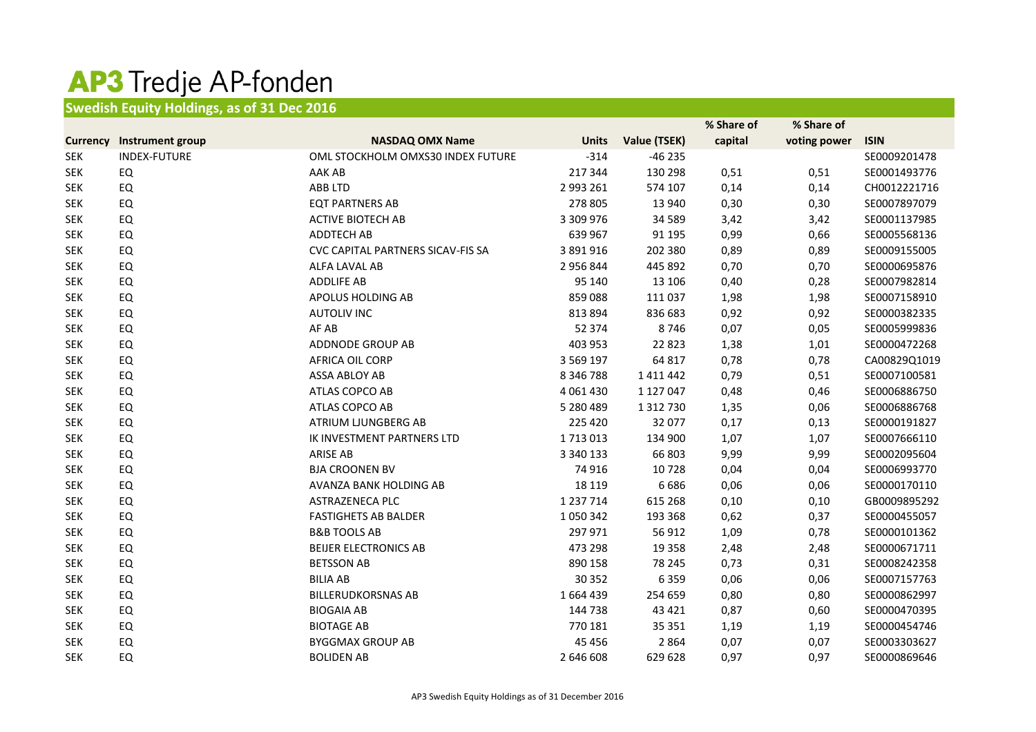# AP3 Tredje AP-fonden

## Swedish Equity Holdings, as of 31 Dec 2016

| Currency | Instrument group | NASDAQ OMX Name | Units | Value (TSEK) | % Share of capital | % Share of voting power | ISIN |
|---|---|---|---|---|---|---|---|
| SEK | INDEX-FUTURE | OML STOCKHOLM OMXS30 INDEX FUTURE | -314 | -46 235 | | | SE0009201478 |
| SEK | EQ | AAK AB | 217 344 | 130 298 | 0,51 | 0,51 | SE0001493776 |
| SEK | EQ | ABB LTD | 2 993 261 | 574 107 | 0,14 | 0,14 | CH0012221716 |
| SEK | EQ | EQT PARTNERS AB | 278 805 | 13 940 | 0,30 | 0,30 | SE0007897079 |
| SEK | EQ | ACTIVE BIOTECH AB | 3 309 976 | 34 589 | 3,42 | 3,42 | SE0001137985 |
| SEK | EQ | ADDTECH AB | 639 967 | 91 195 | 0,99 | 0,66 | SE0005568136 |
| SEK | EQ | CVC CAPITAL PARTNERS SICAV-FIS SA | 3 891 916 | 202 380 | 0,89 | 0,89 | SE0009155005 |
| SEK | EQ | ALFA LAVAL AB | 2 956 844 | 445 892 | 0,70 | 0,70 | SE0000695876 |
| SEK | EQ | ADDLIFE AB | 95 140 | 13 106 | 0,40 | 0,28 | SE0007982814 |
| SEK | EQ | APOLUS HOLDING AB | 859 088 | 111 037 | 1,98 | 1,98 | SE0007158910 |
| SEK | EQ | AUTOLIV INC | 813 894 | 836 683 | 0,92 | 0,92 | SE0000382335 |
| SEK | EQ | AF AB | 52 374 | 8 746 | 0,07 | 0,05 | SE0005999836 |
| SEK | EQ | ADDNODE GROUP AB | 403 953 | 22 823 | 1,38 | 1,01 | SE0000472268 |
| SEK | EQ | AFRICA OIL CORP | 3 569 197 | 64 817 | 0,78 | 0,78 | CA00829Q1019 |
| SEK | EQ | ASSA ABLOY AB | 8 346 788 | 1 411 442 | 0,79 | 0,51 | SE0007100581 |
| SEK | EQ | ATLAS COPCO AB | 4 061 430 | 1 127 047 | 0,48 | 0,46 | SE0006886750 |
| SEK | EQ | ATLAS COPCO AB | 5 280 489 | 1 312 730 | 1,35 | 0,06 | SE0006886768 |
| SEK | EQ | ATRIUM LJUNGBERG AB | 225 420 | 32 077 | 0,17 | 0,13 | SE0000191827 |
| SEK | EQ | IK INVESTMENT PARTNERS LTD | 1 713 013 | 134 900 | 1,07 | 1,07 | SE0007666110 |
| SEK | EQ | ARISE AB | 3 340 133 | 66 803 | 9,99 | 9,99 | SE0002095604 |
| SEK | EQ | BJA CROONEN BV | 74 916 | 10 728 | 0,04 | 0,04 | SE0006993770 |
| SEK | EQ | AVANZA BANK HOLDING AB | 18 119 | 6 686 | 0,06 | 0,06 | SE0000170110 |
| SEK | EQ | ASTRAZENECA PLC | 1 237 714 | 615 268 | 0,10 | 0,10 | GB0009895292 |
| SEK | EQ | FASTIGHETS AB BALDER | 1 050 342 | 193 368 | 0,62 | 0,37 | SE0000455057 |
| SEK | EQ | B&B TOOLS AB | 297 971 | 56 912 | 1,09 | 0,78 | SE0000101362 |
| SEK | EQ | BEIJER ELECTRONICS AB | 473 298 | 19 358 | 2,48 | 2,48 | SE0000671711 |
| SEK | EQ | BETSSON AB | 890 158 | 78 245 | 0,73 | 0,31 | SE0008242358 |
| SEK | EQ | BILIA AB | 30 352 | 6 359 | 0,06 | 0,06 | SE0007157763 |
| SEK | EQ | BILLERUDKORSNAS AB | 1 664 439 | 254 659 | 0,80 | 0,80 | SE0000862997 |
| SEK | EQ | BIOGAIA AB | 144 738 | 43 421 | 0,87 | 0,60 | SE0000470395 |
| SEK | EQ | BIOTAGE AB | 770 181 | 35 351 | 1,19 | 1,19 | SE0000454746 |
| SEK | EQ | BYGGMAX GROUP AB | 45 456 | 2 864 | 0,07 | 0,07 | SE0003303627 |
| SEK | EQ | BOLIDEN AB | 2 646 608 | 629 628 | 0,97 | 0,97 | SE0000869646 |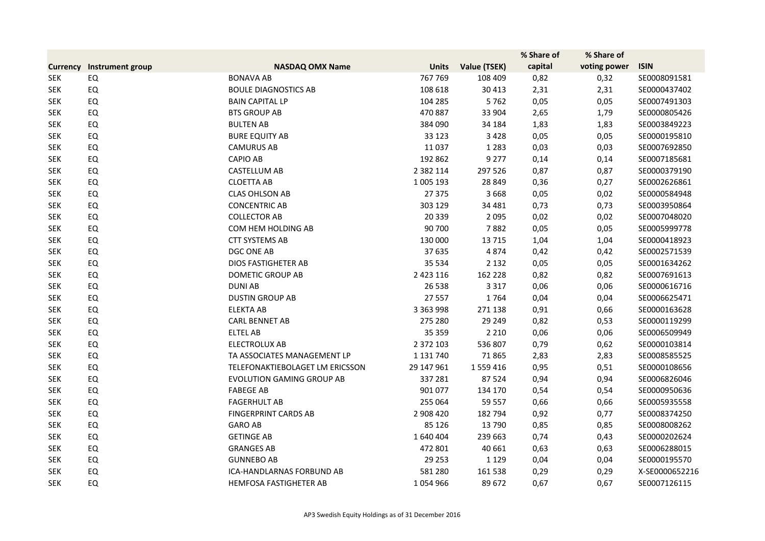| Currency | Instrument group | NASDAQ OMX Name | Units | Value (TSEK) | % Share of capital | % Share of voting power | ISIN |
|---|---|---|---|---|---|---|---|
| SEK | EQ | BONAVA AB | 767 769 | 108 409 | 0,82 | 0,32 | SE0008091581 |
| SEK | EQ | BOULE DIAGNOSTICS AB | 108 618 | 30 413 | 2,31 | 2,31 | SE0000437402 |
| SEK | EQ | BAIN CAPITAL LP | 104 285 | 5 762 | 0,05 | 0,05 | SE0007491303 |
| SEK | EQ | BTS GROUP AB | 470 887 | 33 904 | 2,65 | 1,79 | SE0000805426 |
| SEK | EQ | BULTEN AB | 384 090 | 34 184 | 1,83 | 1,83 | SE0003849223 |
| SEK | EQ | BURE EQUITY AB | 33 123 | 3 428 | 0,05 | 0,05 | SE0000195810 |
| SEK | EQ | CAMURUS AB | 11 037 | 1 283 | 0,03 | 0,03 | SE0007692850 |
| SEK | EQ | CAPIO AB | 192 862 | 9 277 | 0,14 | 0,14 | SE0007185681 |
| SEK | EQ | CASTELLUM AB | 2 382 114 | 297 526 | 0,87 | 0,87 | SE0000379190 |
| SEK | EQ | CLOETTA AB | 1 005 193 | 28 849 | 0,36 | 0,27 | SE0002626861 |
| SEK | EQ | CLAS OHLSON AB | 27 375 | 3 668 | 0,05 | 0,02 | SE0000584948 |
| SEK | EQ | CONCENTRIC AB | 303 129 | 34 481 | 0,73 | 0,73 | SE0003950864 |
| SEK | EQ | COLLECTOR AB | 20 339 | 2 095 | 0,02 | 0,02 | SE0007048020 |
| SEK | EQ | COM HEM HOLDING AB | 90 700 | 7 882 | 0,05 | 0,05 | SE0005999778 |
| SEK | EQ | CTT SYSTEMS AB | 130 000 | 13 715 | 1,04 | 1,04 | SE0000418923 |
| SEK | EQ | DGC ONE AB | 37 635 | 4 874 | 0,42 | 0,42 | SE0002571539 |
| SEK | EQ | DIOS FASTIGHETER AB | 35 534 | 2 132 | 0,05 | 0,05 | SE0001634262 |
| SEK | EQ | DOMETIC GROUP AB | 2 423 116 | 162 228 | 0,82 | 0,82 | SE0007691613 |
| SEK | EQ | DUNI AB | 26 538 | 3 317 | 0,06 | 0,06 | SE0000616716 |
| SEK | EQ | DUSTIN GROUP AB | 27 557 | 1 764 | 0,04 | 0,04 | SE0006625471 |
| SEK | EQ | ELEKTA AB | 3 363 998 | 271 138 | 0,91 | 0,66 | SE0000163628 |
| SEK | EQ | CARL BENNET AB | 275 280 | 29 249 | 0,82 | 0,53 | SE0000119299 |
| SEK | EQ | ELTEL AB | 35 359 | 2 210 | 0,06 | 0,06 | SE0006509949 |
| SEK | EQ | ELECTROLUX AB | 2 372 103 | 536 807 | 0,79 | 0,62 | SE0000103814 |
| SEK | EQ | TA ASSOCIATES MANAGEMENT LP | 1 131 740 | 71 865 | 2,83 | 2,83 | SE0008585525 |
| SEK | EQ | TELEFONAKTIEBOLAGET LM ERICSSON | 29 147 961 | 1 559 416 | 0,95 | 0,51 | SE0000108656 |
| SEK | EQ | EVOLUTION GAMING GROUP AB | 337 281 | 87 524 | 0,94 | 0,94 | SE0006826046 |
| SEK | EQ | FABEGE AB | 901 077 | 134 170 | 0,54 | 0,54 | SE0000950636 |
| SEK | EQ | FAGERHULT AB | 255 064 | 59 557 | 0,66 | 0,66 | SE0005935558 |
| SEK | EQ | FINGERPRINT CARDS AB | 2 908 420 | 182 794 | 0,92 | 0,77 | SE0008374250 |
| SEK | EQ | GARO AB | 85 126 | 13 790 | 0,85 | 0,85 | SE0008008262 |
| SEK | EQ | GETINGE AB | 1 640 404 | 239 663 | 0,74 | 0,43 | SE0000202624 |
| SEK | EQ | GRANGES AB | 472 801 | 40 661 | 0,63 | 0,63 | SE0006288015 |
| SEK | EQ | GUNNEBO AB | 29 253 | 1 129 | 0,04 | 0,04 | SE0000195570 |
| SEK | EQ | ICA-HANDLARNAS FORBUND AB | 581 280 | 161 538 | 0,29 | 0,29 | X-SE0000652216 |
| SEK | EQ | HEMFOSA FASTIGHETER AB | 1 054 966 | 89 672 | 0,67 | 0,67 | SE0007126115 |

AP3 Swedish Equity Holdings as of 31 December 2016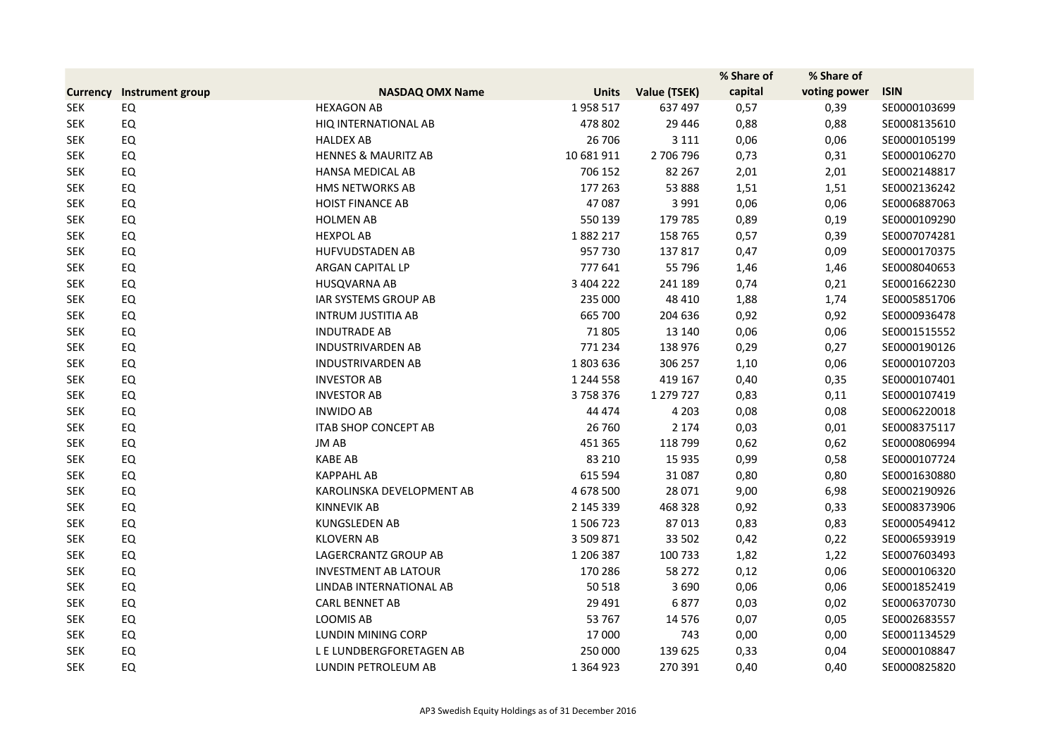| Currency | Instrument group | NASDAQ OMX Name | Units | Value (TSEK) | % Share of capital | % Share of voting power | ISIN |
|---|---|---|---|---|---|---|---|
| SEK | EQ | HEXAGON AB | 1 958 517 | 637 497 | 0,57 | 0,39 | SE0000103699 |
| SEK | EQ | HIQ INTERNATIONAL AB | 478 802 | 29 446 | 0,88 | 0,88 | SE0008135610 |
| SEK | EQ | HALDEX AB | 26 706 | 3 111 | 0,06 | 0,06 | SE0000105199 |
| SEK | EQ | HENNES & MAURITZ AB | 10 681 911 | 2 706 796 | 0,73 | 0,31 | SE0000106270 |
| SEK | EQ | HANSA MEDICAL AB | 706 152 | 82 267 | 2,01 | 2,01 | SE0002148817 |
| SEK | EQ | HMS NETWORKS AB | 177 263 | 53 888 | 1,51 | 1,51 | SE0002136242 |
| SEK | EQ | HOIST FINANCE AB | 47 087 | 3 991 | 0,06 | 0,06 | SE0006887063 |
| SEK | EQ | HOLMEN AB | 550 139 | 179 785 | 0,89 | 0,19 | SE0000109290 |
| SEK | EQ | HEXPOL AB | 1 882 217 | 158 765 | 0,57 | 0,39 | SE0007074281 |
| SEK | EQ | HUFVUDSTADEN AB | 957 730 | 137 817 | 0,47 | 0,09 | SE0000170375 |
| SEK | EQ | ARGAN CAPITAL LP | 777 641 | 55 796 | 1,46 | 1,46 | SE0008040653 |
| SEK | EQ | HUSQVARNA AB | 3 404 222 | 241 189 | 0,74 | 0,21 | SE0001662230 |
| SEK | EQ | IAR SYSTEMS GROUP AB | 235 000 | 48 410 | 1,88 | 1,74 | SE0005851706 |
| SEK | EQ | INTRUM JUSTITIA AB | 665 700 | 204 636 | 0,92 | 0,92 | SE0000936478 |
| SEK | EQ | INDUTRADE AB | 71 805 | 13 140 | 0,06 | 0,06 | SE0001515552 |
| SEK | EQ | INDUSTRIVARDEN AB | 771 234 | 138 976 | 0,29 | 0,27 | SE0000190126 |
| SEK | EQ | INDUSTRIVARDEN AB | 1 803 636 | 306 257 | 1,10 | 0,06 | SE0000107203 |
| SEK | EQ | INVESTOR AB | 1 244 558 | 419 167 | 0,40 | 0,35 | SE0000107401 |
| SEK | EQ | INVESTOR AB | 3 758 376 | 1 279 727 | 0,83 | 0,11 | SE0000107419 |
| SEK | EQ | INWIDO AB | 44 474 | 4 203 | 0,08 | 0,08 | SE0006220018 |
| SEK | EQ | ITAB SHOP CONCEPT AB | 26 760 | 2 174 | 0,03 | 0,01 | SE0008375117 |
| SEK | EQ | JM AB | 451 365 | 118 799 | 0,62 | 0,62 | SE0000806994 |
| SEK | EQ | KABE AB | 83 210 | 15 935 | 0,99 | 0,58 | SE0000107724 |
| SEK | EQ | KAPPAHL AB | 615 594 | 31 087 | 0,80 | 0,80 | SE0001630880 |
| SEK | EQ | KAROLINSKA DEVELOPMENT AB | 4 678 500 | 28 071 | 9,00 | 6,98 | SE0002190926 |
| SEK | EQ | KINNEVIK AB | 2 145 339 | 468 328 | 0,92 | 0,33 | SE0008373906 |
| SEK | EQ | KUNGSLEDEN AB | 1 506 723 | 87 013 | 0,83 | 0,83 | SE0000549412 |
| SEK | EQ | KLOVERN AB | 3 509 871 | 33 502 | 0,42 | 0,22 | SE0006593919 |
| SEK | EQ | LAGERCRANTZ GROUP AB | 1 206 387 | 100 733 | 1,82 | 1,22 | SE0007603493 |
| SEK | EQ | INVESTMENT AB LATOUR | 170 286 | 58 272 | 0,12 | 0,06 | SE0000106320 |
| SEK | EQ | LINDAB INTERNATIONAL AB | 50 518 | 3 690 | 0,06 | 0,06 | SE0001852419 |
| SEK | EQ | CARL BENNET AB | 29 491 | 6 877 | 0,03 | 0,02 | SE0006370730 |
| SEK | EQ | LOOMIS AB | 53 767 | 14 576 | 0,07 | 0,05 | SE0002683557 |
| SEK | EQ | LUNDIN MINING CORP | 17 000 | 743 | 0,00 | 0,00 | SE0001134529 |
| SEK | EQ | L E LUNDBERGFORETAGEN AB | 250 000 | 139 625 | 0,33 | 0,04 | SE0000108847 |
| SEK | EQ | LUNDIN PETROLEUM AB | 1 364 923 | 270 391 | 0,40 | 0,40 | SE0000825820 |

AP3 Swedish Equity Holdings as of 31 December 2016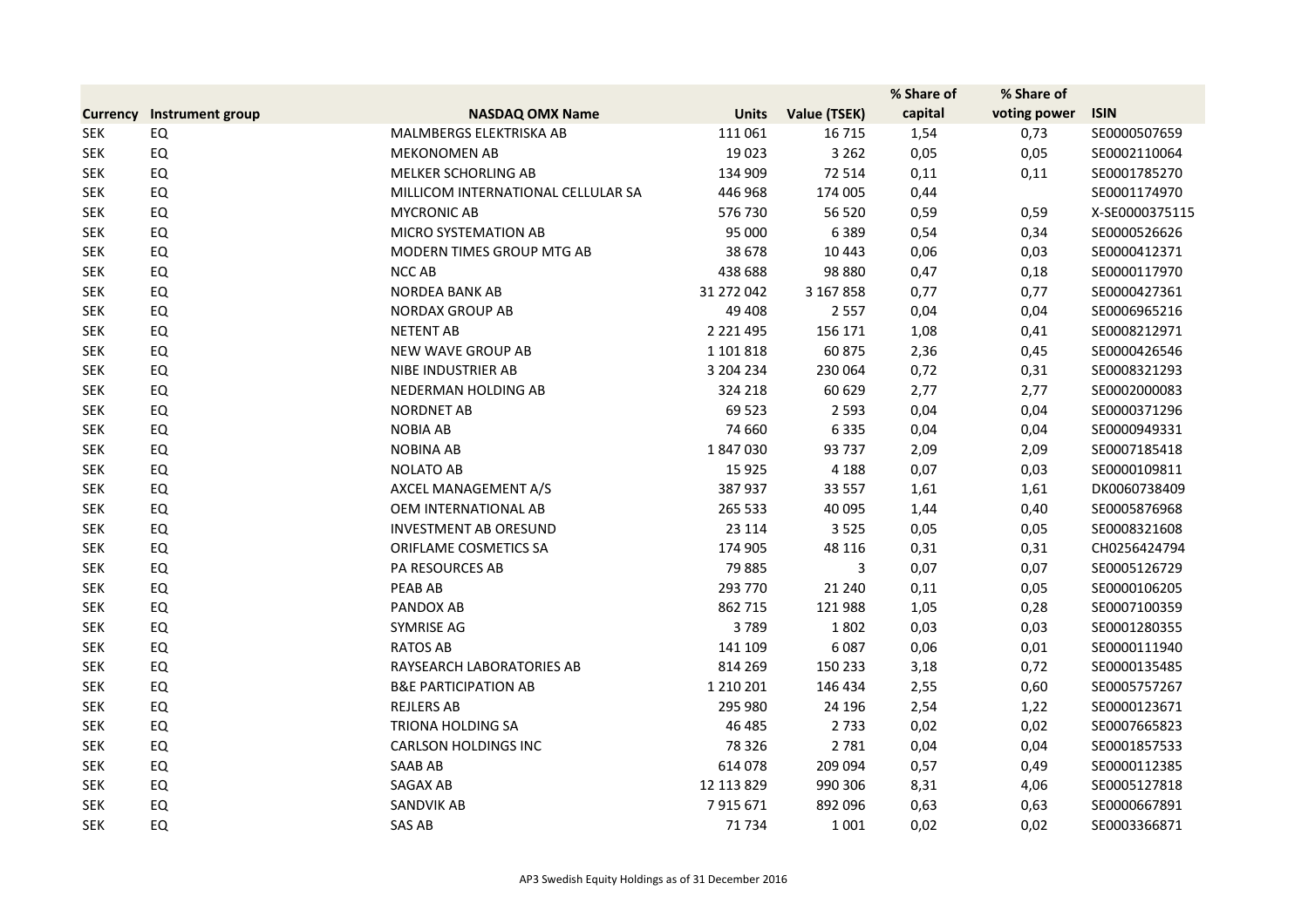| Currency | Instrument group | NASDAQ OMX Name | Units | Value (TSEK) | % Share of capital | % Share of voting power | ISIN |
|---|---|---|---|---|---|---|---|
| SEK | EQ | MALMBERGS ELEKTRISKA AB | 111 061 | 16 715 | 1,54 | 0,73 | SE0000507659 |
| SEK | EQ | MEKONOMEN AB | 19 023 | 3 262 | 0,05 | 0,05 | SE0002110064 |
| SEK | EQ | MELKER SCHORLING AB | 134 909 | 72 514 | 0,11 | 0,11 | SE0001785270 |
| SEK | EQ | MILLICOM INTERNATIONAL CELLULAR SA | 446 968 | 174 005 | 0,44 | | SE0001174970 |
| SEK | EQ | MYCRONIC AB | 576 730 | 56 520 | 0,59 | 0,59 | X-SE0000375115 |
| SEK | EQ | MICRO SYSTEMATION AB | 95 000 | 6 389 | 0,54 | 0,34 | SE0000526626 |
| SEK | EQ | MODERN TIMES GROUP MTG AB | 38 678 | 10 443 | 0,06 | 0,03 | SE0000412371 |
| SEK | EQ | NCC AB | 438 688 | 98 880 | 0,47 | 0,18 | SE0000117970 |
| SEK | EQ | NORDEA BANK AB | 31 272 042 | 3 167 858 | 0,77 | 0,77 | SE0000427361 |
| SEK | EQ | NORDAX GROUP AB | 49 408 | 2 557 | 0,04 | 0,04 | SE0006965216 |
| SEK | EQ | NETENT AB | 2 221 495 | 156 171 | 1,08 | 0,41 | SE0008212971 |
| SEK | EQ | NEW WAVE GROUP AB | 1 101 818 | 60 875 | 2,36 | 0,45 | SE0000426546 |
| SEK | EQ | NIBE INDUSTRIER AB | 3 204 234 | 230 064 | 0,72 | 0,31 | SE0008321293 |
| SEK | EQ | NEDERMAN HOLDING AB | 324 218 | 60 629 | 2,77 | 2,77 | SE0002000083 |
| SEK | EQ | NORDNET AB | 69 523 | 2 593 | 0,04 | 0,04 | SE0000371296 |
| SEK | EQ | NOBIA AB | 74 660 | 6 335 | 0,04 | 0,04 | SE0000949331 |
| SEK | EQ | NOBINA AB | 1 847 030 | 93 737 | 2,09 | 2,09 | SE0007185418 |
| SEK | EQ | NOLATO AB | 15 925 | 4 188 | 0,07 | 0,03 | SE0000109811 |
| SEK | EQ | AXCEL MANAGEMENT A/S | 387 937 | 33 557 | 1,61 | 1,61 | DK0060738409 |
| SEK | EQ | OEM INTERNATIONAL AB | 265 533 | 40 095 | 1,44 | 0,40 | SE0005876968 |
| SEK | EQ | INVESTMENT AB ORESUND | 23 114 | 3 525 | 0,05 | 0,05 | SE0008321608 |
| SEK | EQ | ORIFLAME COSMETICS SA | 174 905 | 48 116 | 0,31 | 0,31 | CH0256424794 |
| SEK | EQ | PA RESOURCES AB | 79 885 | 3 | 0,07 | 0,07 | SE0005126729 |
| SEK | EQ | PEAB AB | 293 770 | 21 240 | 0,11 | 0,05 | SE0000106205 |
| SEK | EQ | PANDOX AB | 862 715 | 121 988 | 1,05 | 0,28 | SE0007100359 |
| SEK | EQ | SYMRISE AG | 3 789 | 1 802 | 0,03 | 0,03 | SE0001280355 |
| SEK | EQ | RATOS AB | 141 109 | 6 087 | 0,06 | 0,01 | SE0000111940 |
| SEK | EQ | RAYSEARCH LABORATORIES AB | 814 269 | 150 233 | 3,18 | 0,72 | SE0000135485 |
| SEK | EQ | B&E PARTICIPATION AB | 1 210 201 | 146 434 | 2,55 | 0,60 | SE0005757267 |
| SEK | EQ | REJLERS AB | 295 980 | 24 196 | 2,54 | 1,22 | SE0000123671 |
| SEK | EQ | TRIONA HOLDING SA | 46 485 | 2 733 | 0,02 | 0,02 | SE0007665823 |
| SEK | EQ | CARLSON HOLDINGS INC | 78 326 | 2 781 | 0,04 | 0,04 | SE0001857533 |
| SEK | EQ | SAAB AB | 614 078 | 209 094 | 0,57 | 0,49 | SE0000112385 |
| SEK | EQ | SAGAX AB | 12 113 829 | 990 306 | 8,31 | 4,06 | SE0005127818 |
| SEK | EQ | SANDVIK AB | 7 915 671 | 892 096 | 0,63 | 0,63 | SE0000667891 |
| SEK | EQ | SAS AB | 71 734 | 1 001 | 0,02 | 0,02 | SE0003366871 |

AP3 Swedish Equity Holdings as of 31 December 2016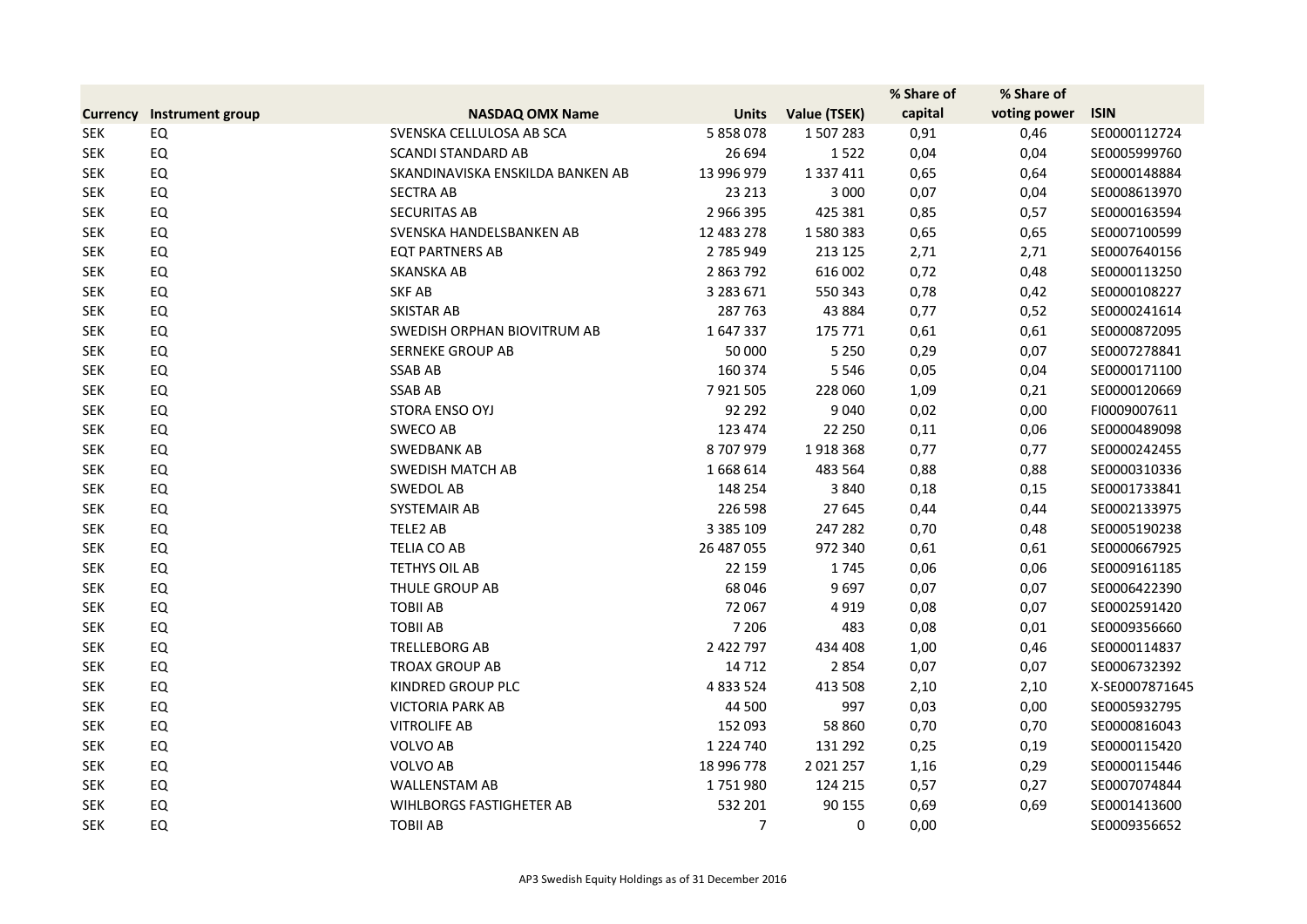| Currency | Instrument group | NASDAQ OMX Name | Units | Value (TSEK) | % Share of capital | % Share of voting power | ISIN |
|---|---|---|---|---|---|---|---|
| SEK | EQ | SVENSKA CELLULOSA AB SCA | 5 858 078 | 1 507 283 | 0,91 | 0,46 | SE0000112724 |
| SEK | EQ | SCANDI STANDARD AB | 26 694 | 1 522 | 0,04 | 0,04 | SE0005999760 |
| SEK | EQ | SKANDINAVISKA ENSKILDA BANKEN AB | 13 996 979 | 1 337 411 | 0,65 | 0,64 | SE0000148884 |
| SEK | EQ | SECTRA AB | 23 213 | 3 000 | 0,07 | 0,04 | SE0008613970 |
| SEK | EQ | SECURITAS AB | 2 966 395 | 425 381 | 0,85 | 0,57 | SE0000163594 |
| SEK | EQ | SVENSKA HANDELSBANKEN AB | 12 483 278 | 1 580 383 | 0,65 | 0,65 | SE0007100599 |
| SEK | EQ | EQT PARTNERS AB | 2 785 949 | 213 125 | 2,71 | 2,71 | SE0007640156 |
| SEK | EQ | SKANSKA AB | 2 863 792 | 616 002 | 0,72 | 0,48 | SE0000113250 |
| SEK | EQ | SKF AB | 3 283 671 | 550 343 | 0,78 | 0,42 | SE0000108227 |
| SEK | EQ | SKISTAR AB | 287 763 | 43 884 | 0,77 | 0,52 | SE0000241614 |
| SEK | EQ | SWEDISH ORPHAN BIOVITRUM AB | 1 647 337 | 175 771 | 0,61 | 0,61 | SE0000872095 |
| SEK | EQ | SERNEKE GROUP AB | 50 000 | 5 250 | 0,29 | 0,07 | SE0007278841 |
| SEK | EQ | SSAB AB | 160 374 | 5 546 | 0,05 | 0,04 | SE0000171100 |
| SEK | EQ | SSAB AB | 7 921 505 | 228 060 | 1,09 | 0,21 | SE0000120669 |
| SEK | EQ | STORA ENSO OYJ | 92 292 | 9 040 | 0,02 | 0,00 | FI0009007611 |
| SEK | EQ | SWECO AB | 123 474 | 22 250 | 0,11 | 0,06 | SE0000489098 |
| SEK | EQ | SWEDBANK AB | 8 707 979 | 1 918 368 | 0,77 | 0,77 | SE0000242455 |
| SEK | EQ | SWEDISH MATCH AB | 1 668 614 | 483 564 | 0,88 | 0,88 | SE0000310336 |
| SEK | EQ | SWEDOL AB | 148 254 | 3 840 | 0,18 | 0,15 | SE0001733841 |
| SEK | EQ | SYSTEMAIR AB | 226 598 | 27 645 | 0,44 | 0,44 | SE0002133975 |
| SEK | EQ | TELE2 AB | 3 385 109 | 247 282 | 0,70 | 0,48 | SE0005190238 |
| SEK | EQ | TELIA CO AB | 26 487 055 | 972 340 | 0,61 | 0,61 | SE0000667925 |
| SEK | EQ | TETHYS OIL AB | 22 159 | 1 745 | 0,06 | 0,06 | SE0009161185 |
| SEK | EQ | THULE GROUP AB | 68 046 | 9 697 | 0,07 | 0,07 | SE0006422390 |
| SEK | EQ | TOBII AB | 72 067 | 4 919 | 0,08 | 0,07 | SE0002591420 |
| SEK | EQ | TOBII AB | 7 206 | 483 | 0,08 | 0,01 | SE0009356660 |
| SEK | EQ | TRELLEBORG AB | 2 422 797 | 434 408 | 1,00 | 0,46 | SE0000114837 |
| SEK | EQ | TROAX GROUP AB | 14 712 | 2 854 | 0,07 | 0,07 | SE0006732392 |
| SEK | EQ | KINDRED GROUP PLC | 4 833 524 | 413 508 | 2,10 | 2,10 | X-SE0007871645 |
| SEK | EQ | VICTORIA PARK AB | 44 500 | 997 | 0,03 | 0,00 | SE0005932795 |
| SEK | EQ | VITROLIFE AB | 152 093 | 58 860 | 0,70 | 0,70 | SE0000816043 |
| SEK | EQ | VOLVO AB | 1 224 740 | 131 292 | 0,25 | 0,19 | SE0000115420 |
| SEK | EQ | VOLVO AB | 18 996 778 | 2 021 257 | 1,16 | 0,29 | SE0000115446 |
| SEK | EQ | WALLENSTAM AB | 1 751 980 | 124 215 | 0,57 | 0,27 | SE0007074844 |
| SEK | EQ | WIHLBORGS FASTIGHETER AB | 532 201 | 90 155 | 0,69 | 0,69 | SE0001413600 |
| SEK | EQ | TOBII AB | 7 | 0 | 0,00 | | SE0009356652 |

AP3 Swedish Equity Holdings as of 31 December 2016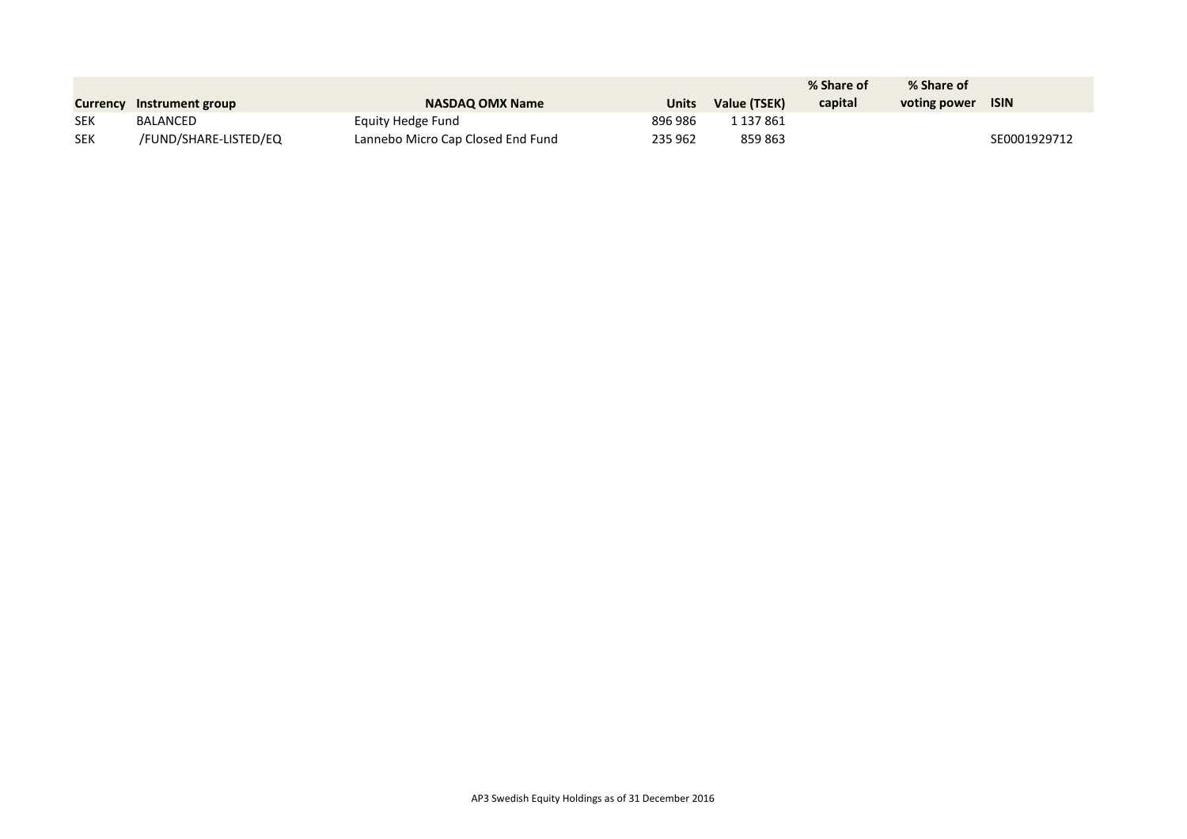| Currency | Instrument group | NASDAQ OMX Name | Units | Value (TSEK) | % Share of capital | % Share of voting power | ISIN |
|---|---|---|---|---|---|---|---|
| SEK | BALANCED | Equity Hedge Fund | 896 986 | 1 137 861 | | | |
| SEK | /FUND/SHARE-LISTED/EQ | Lannebo Micro Cap Closed End Fund | 235 962 | 859 863 | | | SE0001929712 |